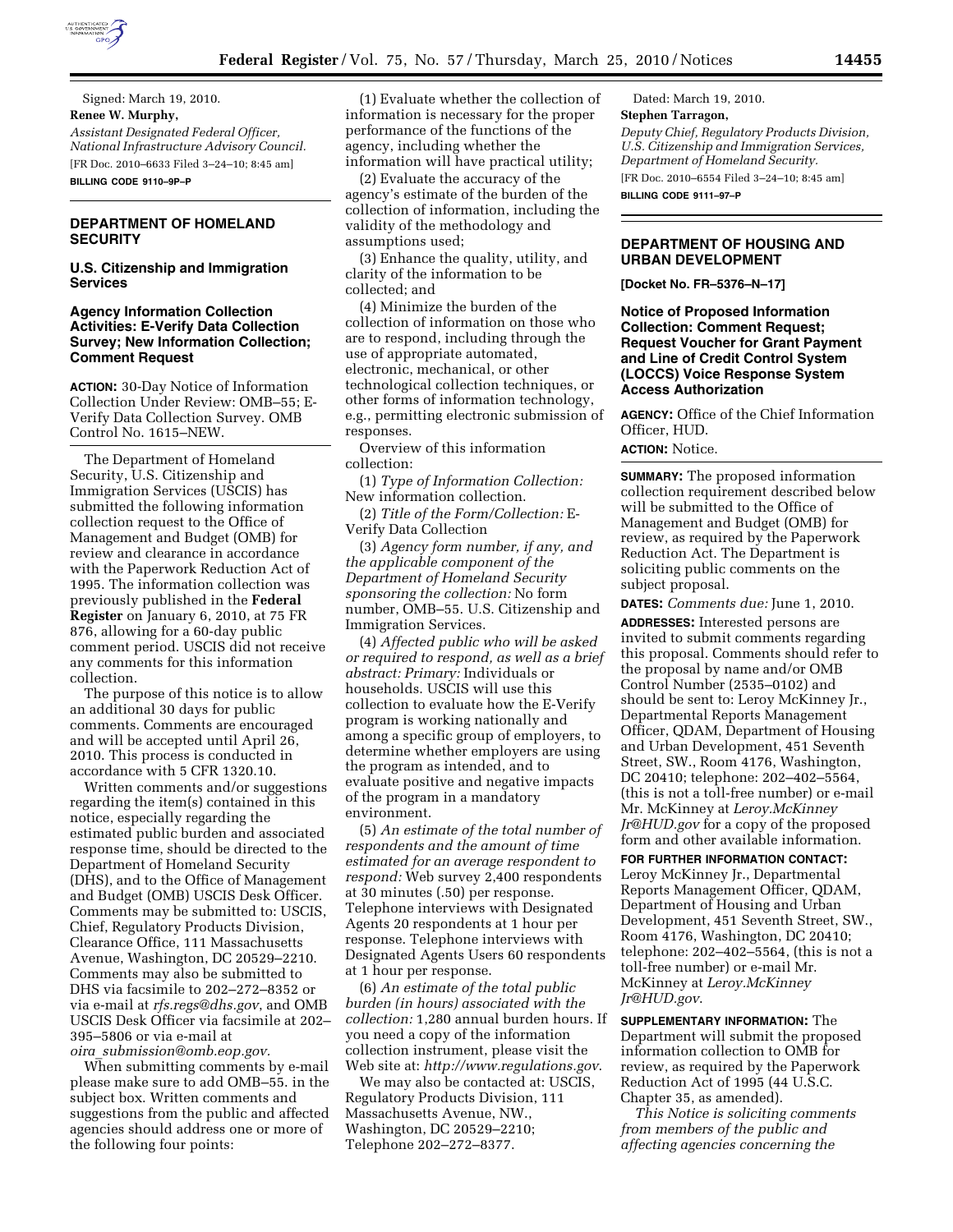Signed: March 19, 2010.

**Renee W. Murphy,**

*Assistant Designated Federal Officer, National Infrastructure Advisory Council.*

[FR Doc. 2010–6633 Filed 3–24–10; 8:45 am]

**BILLING CODE 9110–9P–P**

## DEPARTMENT OF HOMELAND SECURITY

### U.S. Citizenship and Immigration Services

### Agency Information Collection Activities: E-Verify Data Collection Survey; New Information Collection; Comment Request

**ACTION:** 30-Day Notice of Information Collection Under Review: OMB–55; E-Verify Data Collection Survey. OMB Control No. 1615–NEW.

The Department of Homeland Security, U.S. Citizenship and Immigration Services (USCIS) has submitted the following information collection request to the Office of Management and Budget (OMB) for review and clearance in accordance with the Paperwork Reduction Act of 1995. The information collection was previously published in the **Federal Register** on January 6, 2010, at 75 FR 876, allowing for a 60-day public comment period. USCIS did not receive any comments for this information collection.

The purpose of this notice is to allow an additional 30 days for public comments. Comments are encouraged and will be accepted until April 26, 2010. This process is conducted in accordance with 5 CFR 1320.10.

Written comments and/or suggestions regarding the item(s) contained in this notice, especially regarding the estimated public burden and associated response time, should be directed to the Department of Homeland Security (DHS), and to the Office of Management and Budget (OMB) USCIS Desk Officer. Comments may be submitted to: USCIS, Chief, Regulatory Products Division, Clearance Office, 111 Massachusetts Avenue, Washington, DC 20529–2210. Comments may also be submitted to DHS via facsimile to 202–272–8352 or via e-mail at *rfs.regs@dhs.gov*, and OMB USCIS Desk Officer via facsimile at 202–395–5806 or via e-mail at *oira_submission@omb.eop.gov.*

When submitting comments by e-mail please make sure to add OMB–55. in the subject box. Written comments and suggestions from the public and affected agencies should address one or more of the following four points:

(1) Evaluate whether the collection of information is necessary for the proper performance of the functions of the agency, including whether the information will have practical utility;

(2) Evaluate the accuracy of the agency's estimate of the burden of the collection of information, including the validity of the methodology and assumptions used;

(3) Enhance the quality, utility, and clarity of the information to be collected; and

(4) Minimize the burden of the collection of information on those who are to respond, including through the use of appropriate automated, electronic, mechanical, or other technological collection techniques, or other forms of information technology, e.g., permitting electronic submission of responses.

Overview of this information collection:

(1) *Type of Information Collection:* New information collection.

(2) *Title of the Form/Collection:* E-Verify Data Collection

(3) *Agency form number, if any, and the applicable component of the Department of Homeland Security sponsoring the collection:* No form number, OMB–55. U.S. Citizenship and Immigration Services.

(4) *Affected public who will be asked or required to respond, as well as a brief abstract: Primary:* Individuals or households. USCIS will use this collection to evaluate how the E-Verify program is working nationally and among a specific group of employers, to determine whether employers are using the program as intended, and to evaluate positive and negative impacts of the program in a mandatory environment.

(5) *An estimate of the total number of respondents and the amount of time estimated for an average respondent to respond:* Web survey 2,400 respondents at 30 minutes (.50) per response. Telephone interviews with Designated Agents 20 respondents at 1 hour per response. Telephone interviews with Designated Agents Users 60 respondents at 1 hour per response.

(6) *An estimate of the total public burden (in hours) associated with the collection:* 1,280 annual burden hours. If you need a copy of the information collection instrument, please visit the Web site at: *http://www.regulations.gov*.

We may also be contacted at: USCIS, Regulatory Products Division, 111 Massachusetts Avenue, NW., Washington, DC 20529–2210; Telephone 202–272–8377.

Dated: March 19, 2010.

**Stephen Tarragon,**

*Deputy Chief, Regulatory Products Division, U.S. Citizenship and Immigration Services, Department of Homeland Security.*

[FR Doc. 2010–6554 Filed 3–24–10; 8:45 am]

**BILLING CODE 9111–97–P**

## DEPARTMENT OF HOUSING AND URBAN DEVELOPMENT

**[Docket No. FR–5376–N–17]**

### Notice of Proposed Information Collection: Comment Request; Request Voucher for Grant Payment and Line of Credit Control System (LOCCS) Voice Response System Access Authorization

**AGENCY:** Office of the Chief Information Officer, HUD.

**ACTION:** Notice.

**SUMMARY:** The proposed information collection requirement described below will be submitted to the Office of Management and Budget (OMB) for review, as required by the Paperwork Reduction Act. The Department is soliciting public comments on the subject proposal.

**DATES:** *Comments due:* June 1, 2010.

**ADDRESSES:** Interested persons are invited to submit comments regarding this proposal. Comments should refer to the proposal by name and/or OMB Control Number (2535–0102) and should be sent to: Leroy McKinney Jr., Departmental Reports Management Officer, QDAM, Department of Housing and Urban Development, 451 Seventh Street, SW., Room 4176, Washington, DC 20410; telephone: 202–402–5564, (this is not a toll-free number) or e-mail Mr. McKinney at *Leroy.McKinney Jr@HUD.gov* for a copy of the proposed form and other available information.

**FOR FURTHER INFORMATION CONTACT:** Leroy McKinney Jr., Departmental Reports Management Officer, QDAM, Department of Housing and Urban Development, 451 Seventh Street, SW., Room 4176, Washington, DC 20410; telephone: 202–402–5564, (this is not a toll-free number) or e-mail Mr. McKinney at *Leroy.McKinney Jr@HUD.gov*.

**SUPPLEMENTARY INFORMATION:** The Department will submit the proposed information collection to OMB for review, as required by the Paperwork Reduction Act of 1995 (44 U.S.C. Chapter 35, as amended).

*This Notice is soliciting comments from members of the public and affecting agencies concerning the*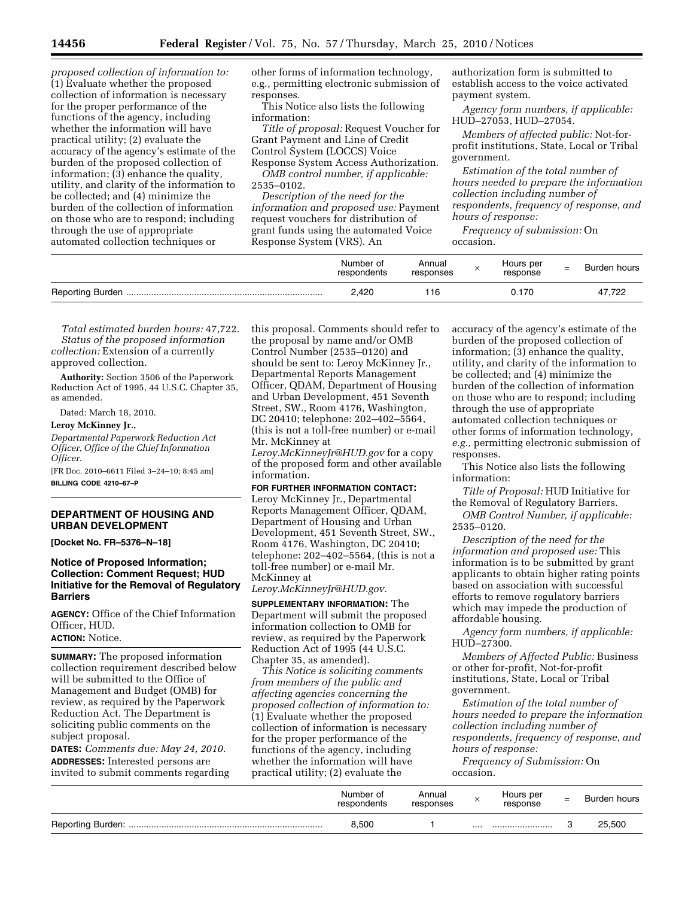*proposed collection of information to:* (1) Evaluate whether the proposed collection of information is necessary for the proper performance of the functions of the agency, including whether the information will have practical utility; (2) evaluate the accuracy of the agency's estimate of the burden of the proposed collection of information; (3) enhance the quality, utility, and clarity of the information to be collected; and (4) minimize the burden of the collection of information on those who are to respond; including through the use of appropriate automated collection techniques or other forms of information technology, e.g., permitting electronic submission of responses.

This Notice also lists the following information:

*Title of proposal:* Request Voucher for Grant Payment and Line of Credit Control System (LOCCS) Voice Response System Access Authorization.

*OMB control number, if applicable:* 2535–0102.

*Description of the need for the information and proposed use:* Payment request vouchers for distribution of grant funds using the automated Voice Response System (VRS). An authorization form is submitted to establish access to the voice activated payment system.

*Agency form numbers, if applicable:* HUD–27053, HUD–27054.

*Members of affected public:* Not-for-profit institutions, State, Local or Tribal government.

*Estimation of the total number of hours needed to prepare the information collection including number of respondents, frequency of response, and hours of response:*

*Frequency of submission:* On occasion.

| | Number of respondents | Annual responses | × | Hours per response | = | Burden hours |
|---|---|---|---|---|---|---|
| Reporting Burden | 2,420 | 116 | | 0.170 | | 47,722 |

*Total estimated burden hours:* 47,722.

*Status of the proposed information collection:* Extension of a currently approved collection.

**Authority:** Section 3506 of the Paperwork Reduction Act of 1995, 44 U.S.C. Chapter 35, as amended.

Dated: March 18, 2010.

**Leroy McKinney Jr.,**

*Departmental Paperwork Reduction Act Officer, Office of the Chief Information Officer.*

[FR Doc. 2010–6611 Filed 3–24–10; 8:45 am]

**BILLING CODE 4210–67–P**

## DEPARTMENT OF HOUSING AND URBAN DEVELOPMENT

**[Docket No. FR–5376–N–18]**

## Notice of Proposed Information; Collection: Comment Request; HUD Initiative for the Removal of Regulatory Barriers

**AGENCY:** Office of the Chief Information Officer, HUD.

**ACTION:** Notice.

**SUMMARY:** The proposed information collection requirement described below will be submitted to the Office of Management and Budget (OMB) for review, as required by the Paperwork Reduction Act. The Department is soliciting public comments on the subject proposal.

**DATES:** *Comments due: May 24, 2010.*

**ADDRESSES:** Interested persons are invited to submit comments regarding this proposal. Comments should refer to the proposal by name and/or OMB Control Number (2535–0120) and should be sent to: Leroy McKinney Jr., Departmental Reports Management Officer, QDAM, Department of Housing and Urban Development, 451 Seventh Street, SW., Room 4176, Washington, DC 20410; telephone: 202–402–5564, (this is not a toll-free number) or e-mail Mr. McKinney at *Leroy.McKinneyJr@HUD.gov* for a copy of the proposed form and other available information.

**FOR FURTHER INFORMATION CONTACT:** Leroy McKinney Jr., Departmental Reports Management Officer, QDAM, Department of Housing and Urban Development, 451 Seventh Street, SW., Room 4176, Washington, DC 20410; telephone: 202–402–5564, (this is not a toll-free number) or e-mail Mr. McKinney at *Leroy.McKinneyJr@HUD.gov.*

**SUPPLEMENTARY INFORMATION:** The Department will submit the proposed information collection to OMB for review, as required by the Paperwork Reduction Act of 1995 (44 U.S.C. Chapter 35, as amended).

*This Notice is soliciting comments from members of the public and affecting agencies concerning the proposed collection of information to:* (1) Evaluate whether the proposed collection of information is necessary for the proper performance of the functions of the agency, including whether the information will have practical utility; (2) evaluate the accuracy of the agency's estimate of the burden of the proposed collection of information; (3) enhance the quality, utility, and clarity of the information to be collected; and (4) minimize the burden of the collection of information on those who are to respond; including through the use of appropriate automated collection techniques or other forms of information technology, *e.g.,* permitting electronic submission of responses.

This Notice also lists the following information:

*Title of Proposal:* HUD Initiative for the Removal of Regulatory Barriers.

*OMB Control Number, if applicable:* 2535–0120.

*Description of the need for the information and proposed use:* This information is to be submitted by grant applicants to obtain higher rating points based on association with successful efforts to remove regulatory barriers which may impede the production of affordable housing.

*Agency form numbers, if applicable:* HUD–27300.

*Members of Affected Public:* Business or other for-profit, Not-for-profit institutions, State, Local or Tribal government.

*Estimation of the total number of hours needed to prepare the information collection including number of respondents, frequency of response, and hours of response:*

*Frequency of Submission:* On occasion.

| | Number of respondents | Annual responses | × | Hours per response | = | Burden hours |
|---|---|---|---|---|---|---|
| Reporting Burden: | 8,500 | 1 | .... | ........................ | 3 | 25,500 |